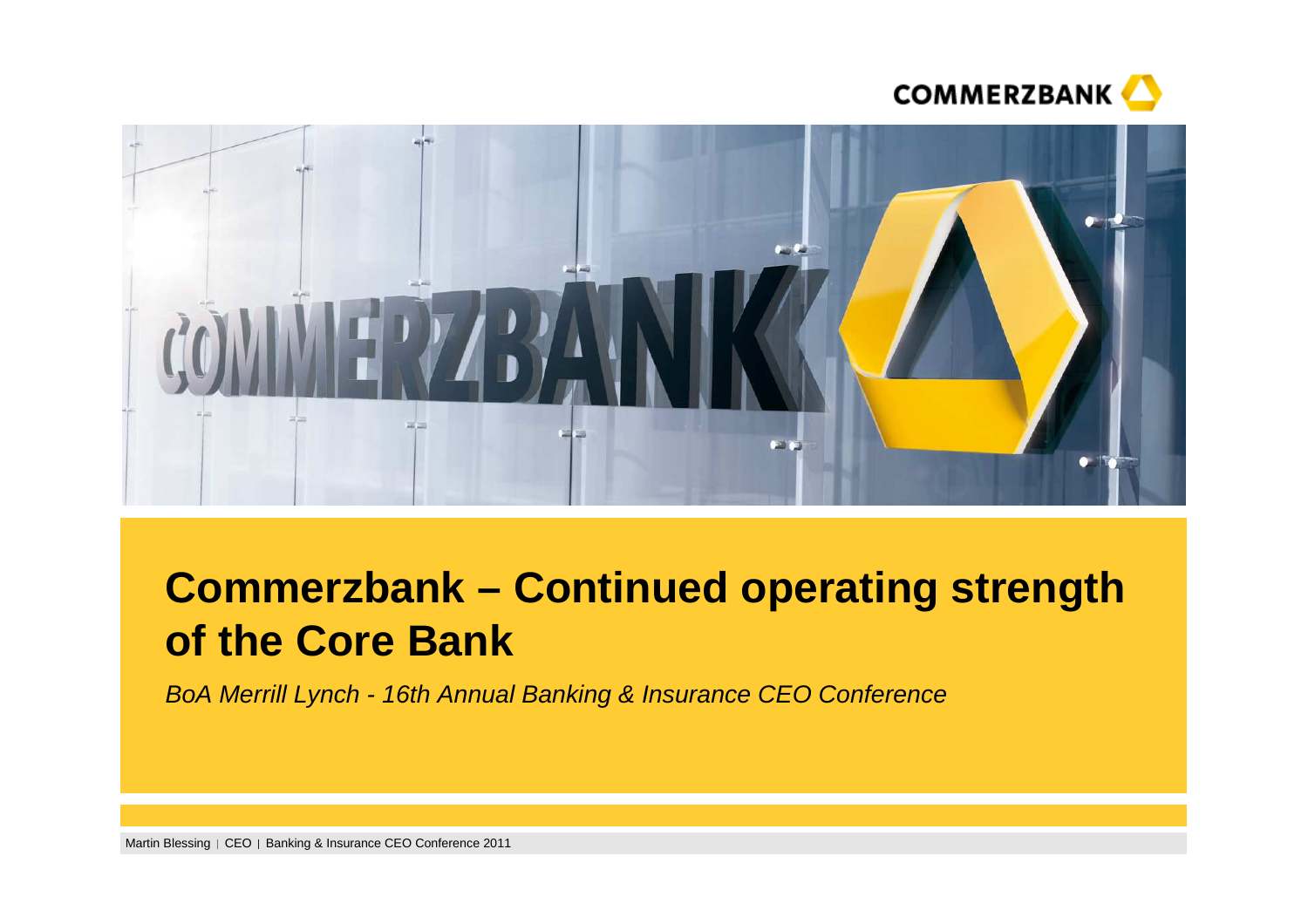# Commerzbank – Continued operating strength of the Core Bank

*BoA Merrill Lynch - 16th Annual Banking & Insurance CEO Conference*

Martin Blessing | CEO | Banking & Insurance CEO Conference 2011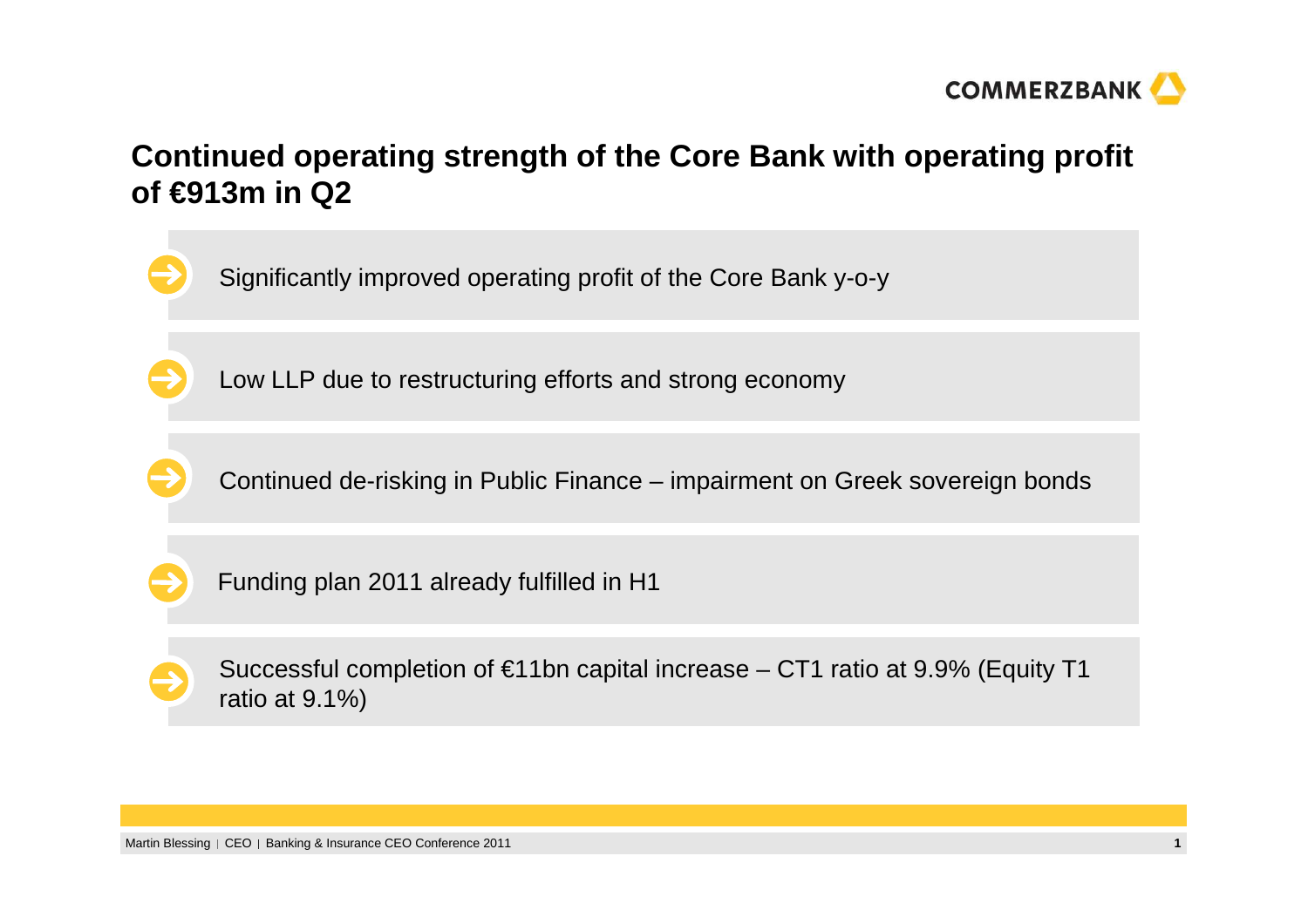# Continued operating strength of the Core Bank with operating profit of €913m in Q2

- Significantly improved operating profit of the Core Bank y-o-y
- Low LLP due to restructuring efforts and strong economy
- Continued de-risking in Public Finance – impairment on Greek sovereign bonds
- Funding plan 2011 already fulfilled in H1
- Successful completion of €11bn capital increase – CT1 ratio at 9.9% (Equity T1 ratio at 9.1%)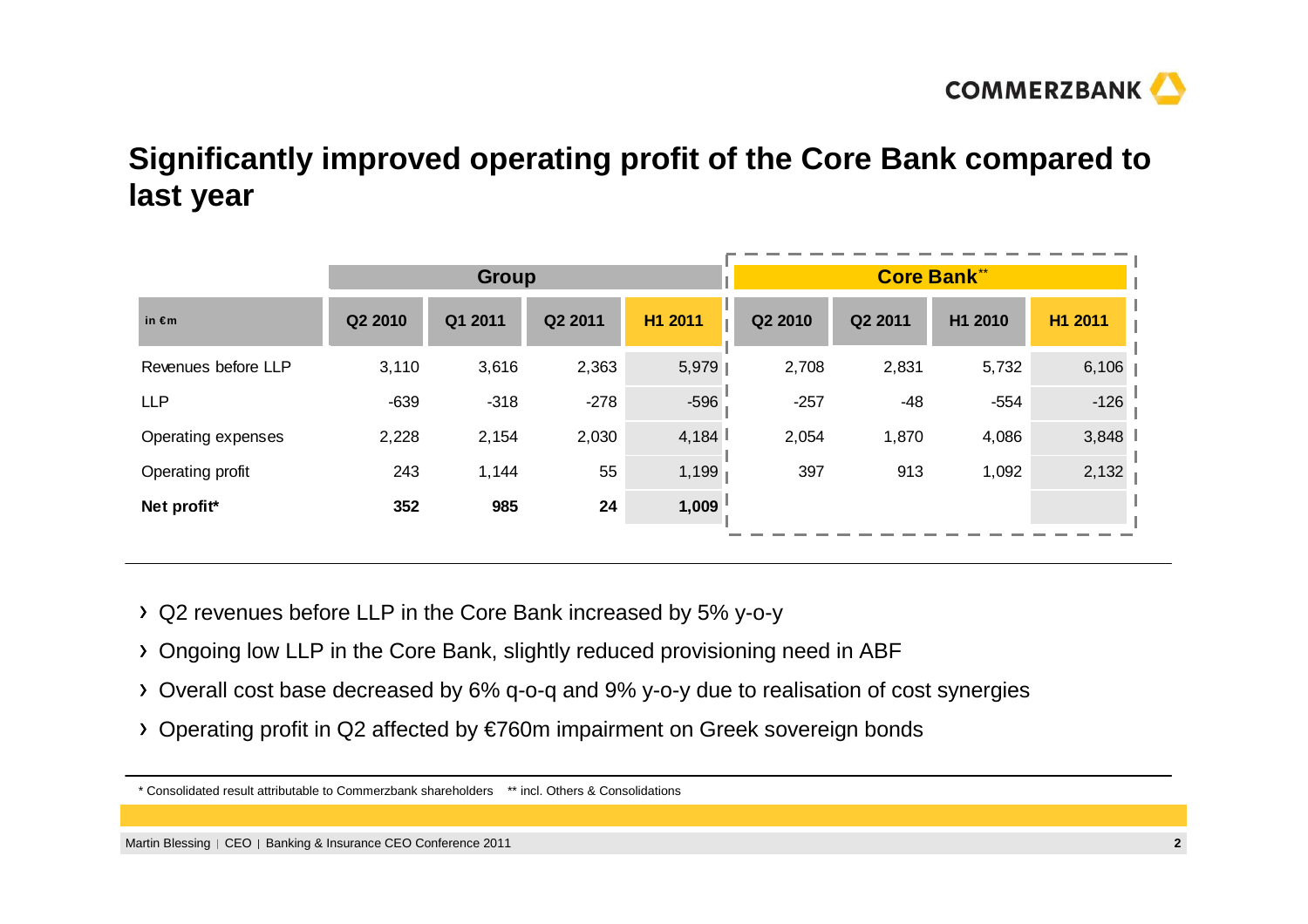# Significantly improved operating profit of the Core Bank compared to last year

| in €m | Group | | | | Core Bank** | | | |
|---|---|---|---|---|---|---|---|---|
| | Q2 2010 | Q1 2011 | Q2 2011 | H1 2011 | Q2 2010 | Q2 2011 | H1 2010 | H1 2011 |
| Revenues before LLP | 3,110 | 3,616 | 2,363 | 5,979 | 2,708 | 2,831 | 5,732 | 6,106 |
| LLP | -639 | -318 | -278 | -596 | -257 | -48 | -554 | -126 |
| Operating expenses | 2,228 | 2,154 | 2,030 | 4,184 | 2,054 | 1,870 | 4,086 | 3,848 |
| Operating profit | 243 | 1,144 | 55 | 1,199 | 397 | 913 | 1,092 | 2,132 |
| **Net profit*** | **352** | **985** | **24** | **1,009** | | | | |

- Q2 revenues before LLP in the Core Bank increased by 5% y-o-y
- Ongoing low LLP in the Core Bank, slightly reduced provisioning need in ABF
- Overall cost base decreased by 6% q-o-q and 9% y-o-y due to realisation of cost synergies
- Operating profit in Q2 affected by €760m impairment on Greek sovereign bonds

\* Consolidated result attributable to Commerzbank shareholders ** incl. Others & Consolidations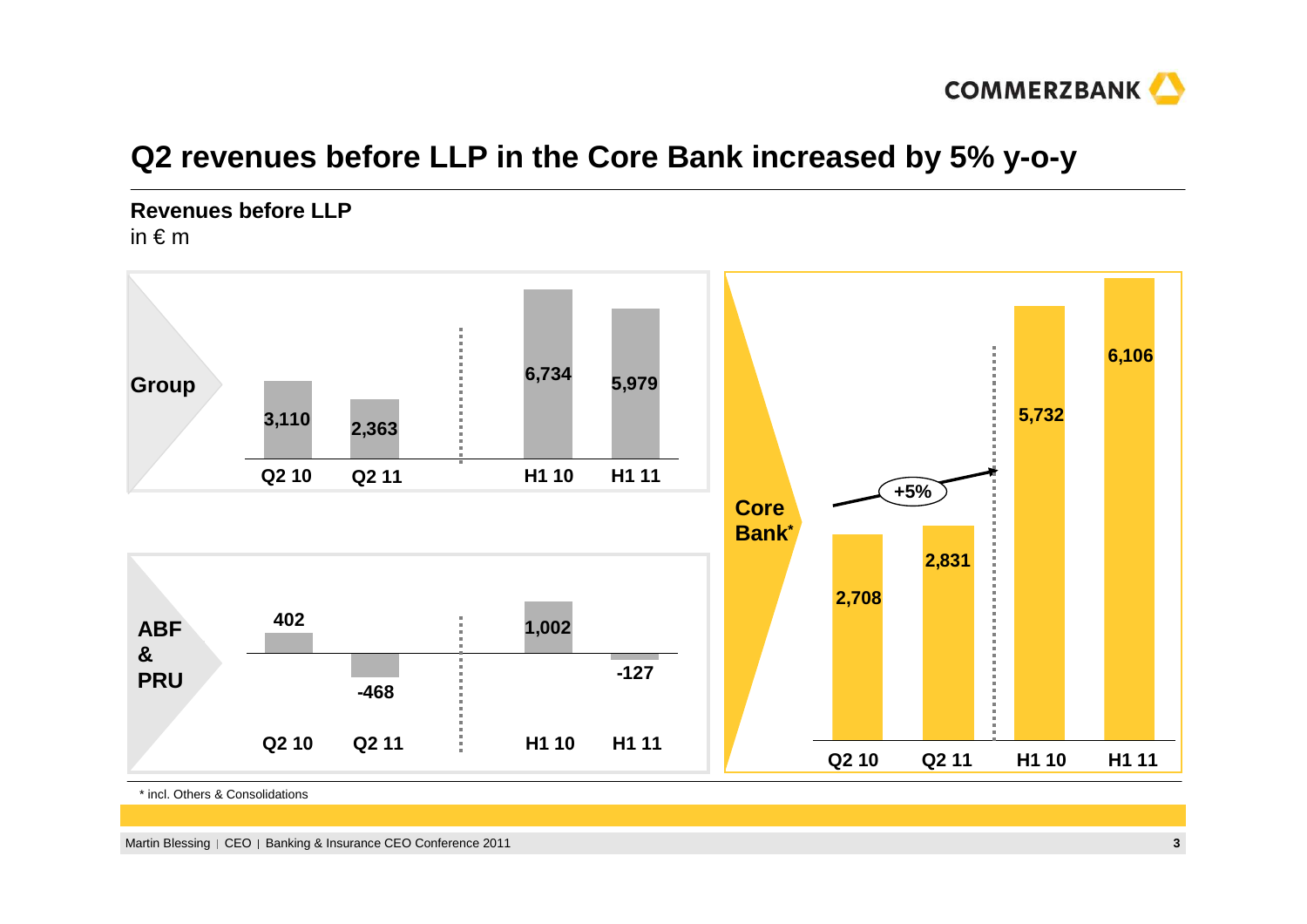# Q2 revenues before LLP in the Core Bank increased by 5% y-o-y

**Revenues before LLP**
in € m

**Group**

| Q2 10 | Q2 11 | H1 10 | H1 11 |
|---|---|---|---|
| 3,110 | 2,363 | 6,734 | 5,979 |

**ABF & PRU**

| Q2 10 | Q2 11 | H1 10 | H1 11 |
|---|---|---|---|
| 402 | -468 | 1,002 | -127 |

**Core Bank***

| Q2 10 | Q2 11 | H1 10 | H1 11 |
|---|---|---|---|
| 2,708 | 2,831 | 5,732 | 6,106 |

+5%

\* incl. Others & Consolidations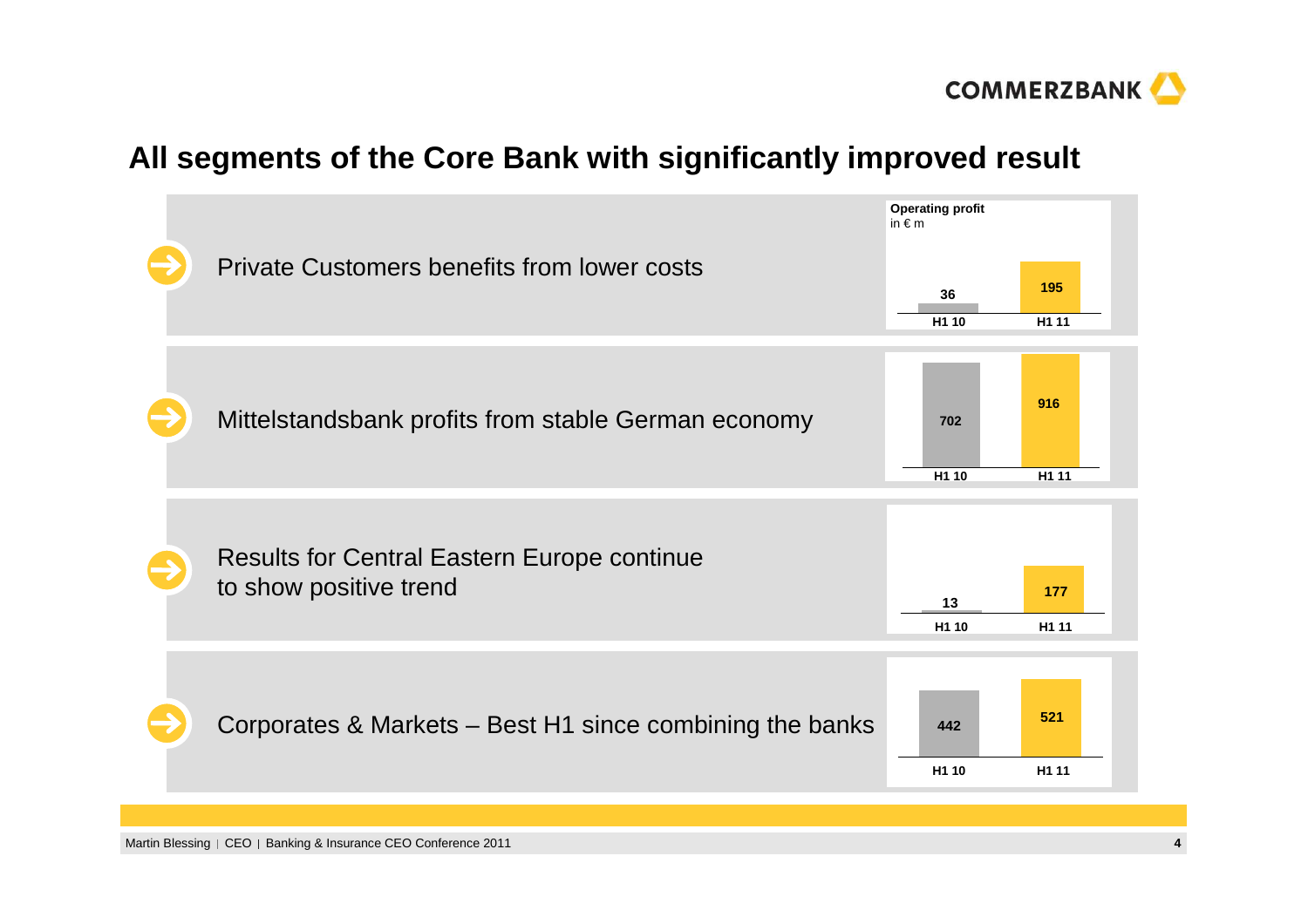# All segments of the Core Bank with significantly improved result

**Operating profit** in € m

| Segment | H1 10 | H1 11 |
|---|---|---|
| Private Customers benefits from lower costs | 36 | 195 |
| Mittelstandsbank profits from stable German economy | 702 | 916 |
| Results for Central Eastern Europe continue to show positive trend | 13 | 177 |
| Corporates & Markets – Best H1 since combining the banks | 442 | 521 |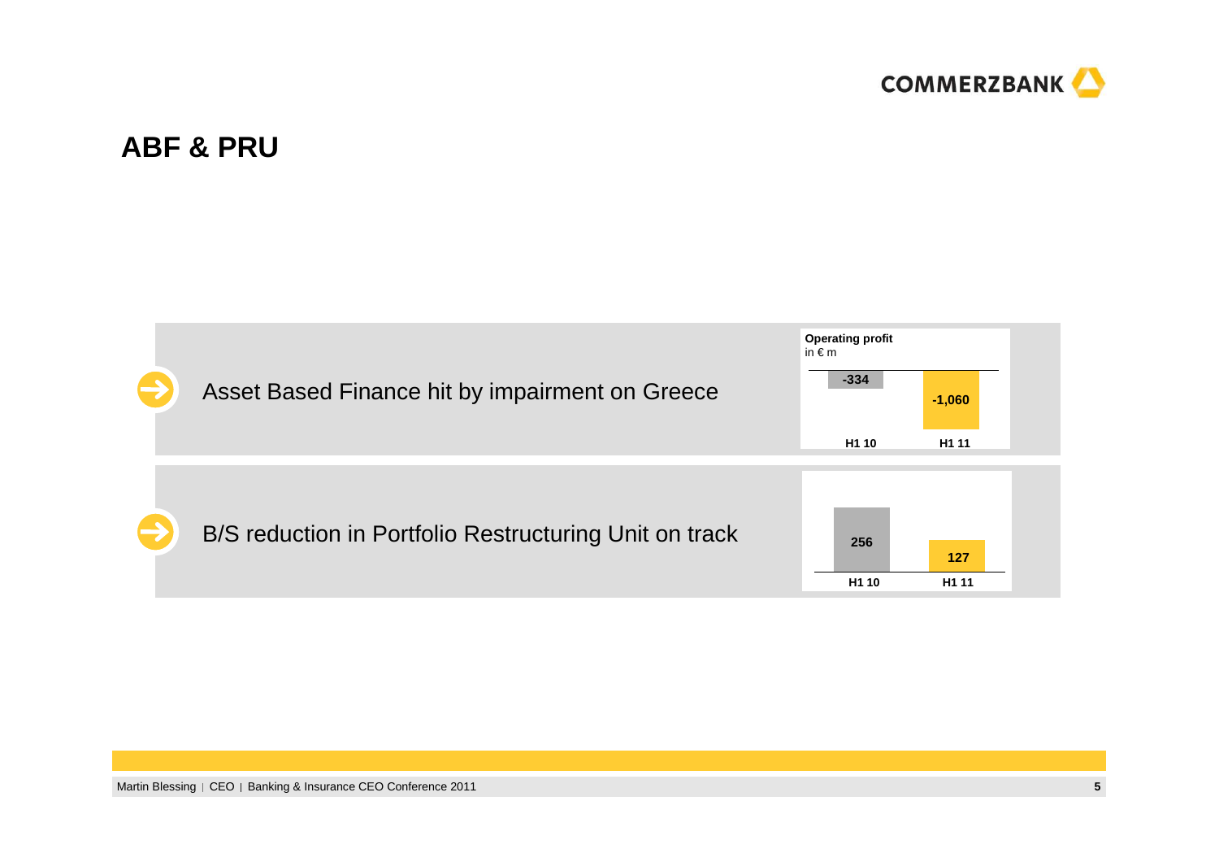# ABF & PRU

- Asset Based Finance hit by impairment on Greece

**Operating profit**
in € m

| H1 10 | H1 11 |
|---|---|
| -334 | -1,060 |

- B/S reduction in Portfolio Restructuring Unit on track

| H1 10 | H1 11 |
|---|---|
| 256 | 127 |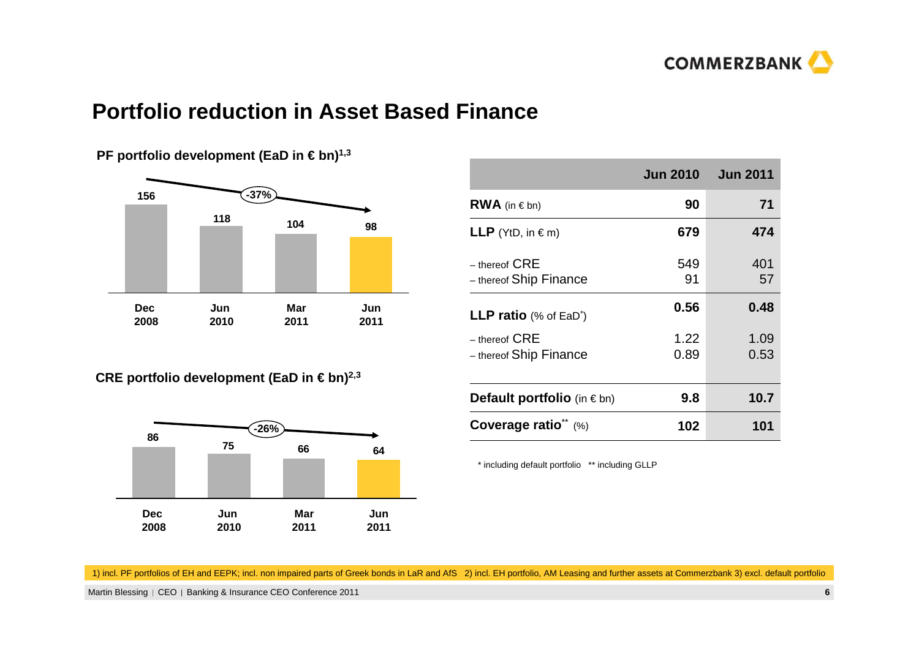# Portfolio reduction in Asset Based Finance

**PF portfolio development (EaD in € bn)[1,3]**

| Dec 2008 | Jun 2010 | Mar 2011 | Jun 2011 |
|---|---|---|---|
| 156 | 118 | 104 | 98 |

-37%

**CRE portfolio development (EaD in € bn)[2,3]**

| Dec 2008 | Jun 2010 | Mar 2011 | Jun 2011 |
|---|---|---|---|
| 86 | 75 | 66 | 64 |

-26%

| | Jun 2010 | Jun 2011 |
|---|---|---|
| **RWA** (in € bn) | **90** | **71** |
| **LLP** (YtD, in € m) | **679** | **474** |
| – thereof CRE | 549 | 401 |
| – thereof Ship Finance | 91 | 57 |
| **LLP ratio** (% of EaD*) | **0.56** | **0.48** |
| – thereof CRE | 1.22 | 1.09 |
| – thereof Ship Finance | 0.89 | 0.53 |
| **Default portfolio** (in € bn) | **9.8** | **10.7** |
| **Coverage ratio**** (%) | **102** | **101** |

\* including default portfolio  ** including GLLP

1) incl. PF portfolios of EH and EEPK; incl. non impaired parts of Greek bonds in LaR and AfS 2) incl. EH portfolio, AM Leasing and further assets at Commerzbank 3) excl. default portfolio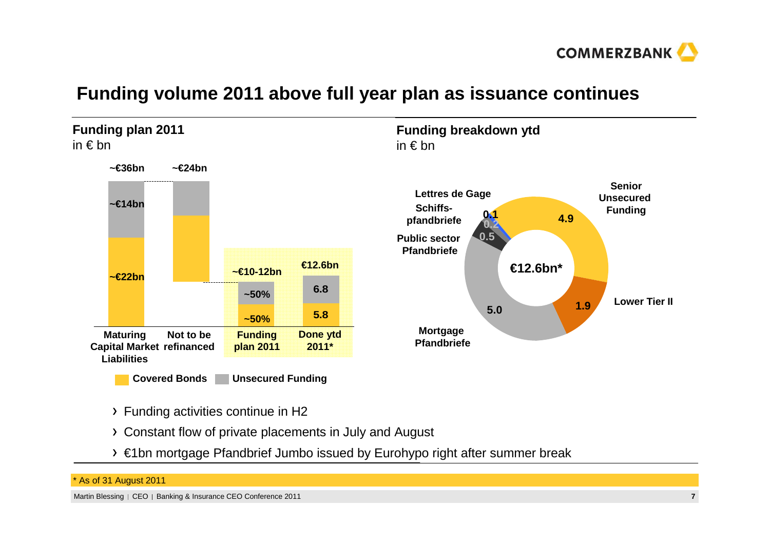# Funding volume 2011 above full year plan as issuance continues

## Funding plan 2011

in € bn

| | Maturing Capital Market Liabilities | Not to be refinanced | Funding plan 2011 | Done ytd 2011* |
|---|---|---|---|---|
| Total | ~€36bn | ~€24bn | ~€10-12bn | €12.6bn |
| Unsecured Funding | ~€14bn | | ~50% | 6.8 |
| Covered Bonds | ~€22bn | | ~50% | 5.8 |

## Funding breakdown ytd

in € bn

Total: €12.6bn*

| Category | Volume |
|---|---|
| Senior Unsecured Funding | 4.9 |
| Lower Tier II | 1.9 |
| Mortgage Pfandbriefe | 5.0 |
| Public sector Pfandbriefe | 0.5 |
| Schiffs-pfandbriefe | 0.2 |
| Lettres de Gage | 0.1 |

- Funding activities continue in H2
- Constant flow of private placements in July and August
- €1bn mortgage Pfandbrief Jumbo issued by Eurohypo right after summer break

* As of 31 August 2011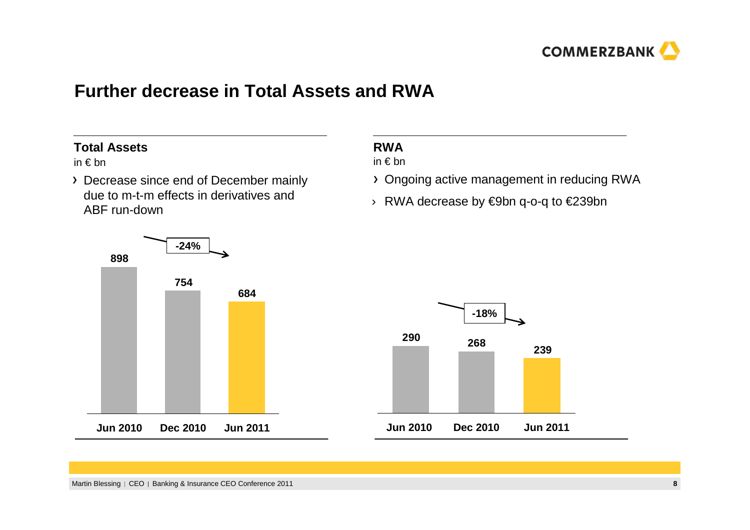# Further decrease in Total Assets and RWA

## Total Assets

in € bn

- Decrease since end of December mainly due to m-t-m effects in derivatives and ABF run-down

| | Jun 2010 | Dec 2010 | Jun 2011 |
|---|---|---|---|
| Total Assets | 898 | 754 | 684 |

-24%

## RWA

in € bn

- Ongoing active management in reducing RWA
- RWA decrease by €9bn q-o-q to €239bn

| | Jun 2010 | Dec 2010 | Jun 2011 |
|---|---|---|---|
| RWA | 290 | 268 | 239 |

-18%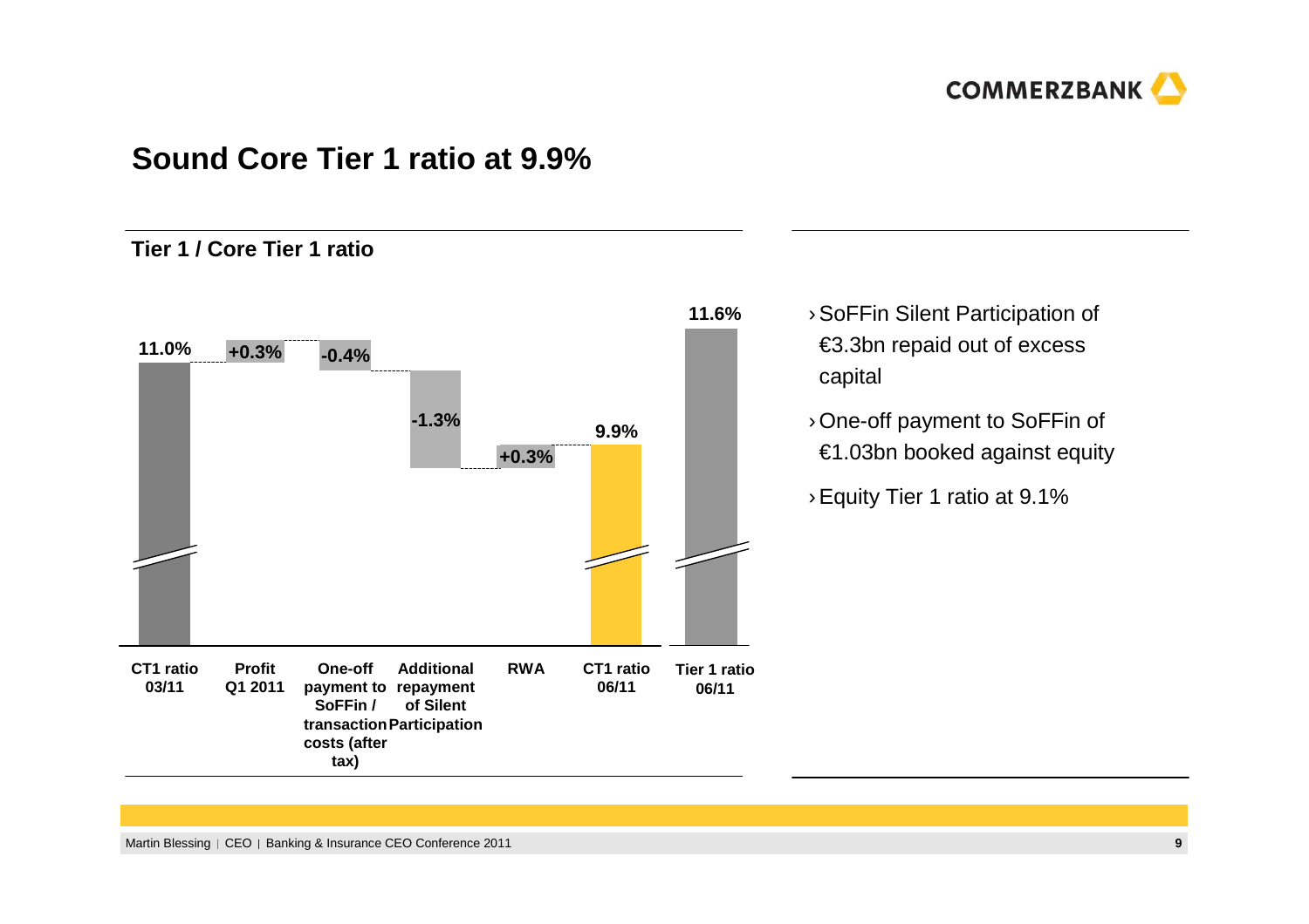# Sound Core Tier 1 ratio at 9.9%

## Tier 1 / Core Tier 1 ratio

| CT1 ratio 03/11 | Profit Q1 2011 | One-off payment to SoFFin / transaction costs (after tax) | Additional repayment of Silent Participation | RWA | CT1 ratio 06/11 | Tier 1 ratio 06/11 |
|---|---|---|---|---|---|---|
| 11.0% | +0.3% | -0.4% | -1.3% | +0.3% | 9.9% | 11.6% |

- SoFFin Silent Participation of €3.3bn repaid out of excess capital
- One-off payment to SoFFin of €1.03bn booked against equity
- Equity Tier 1 ratio at 9.1%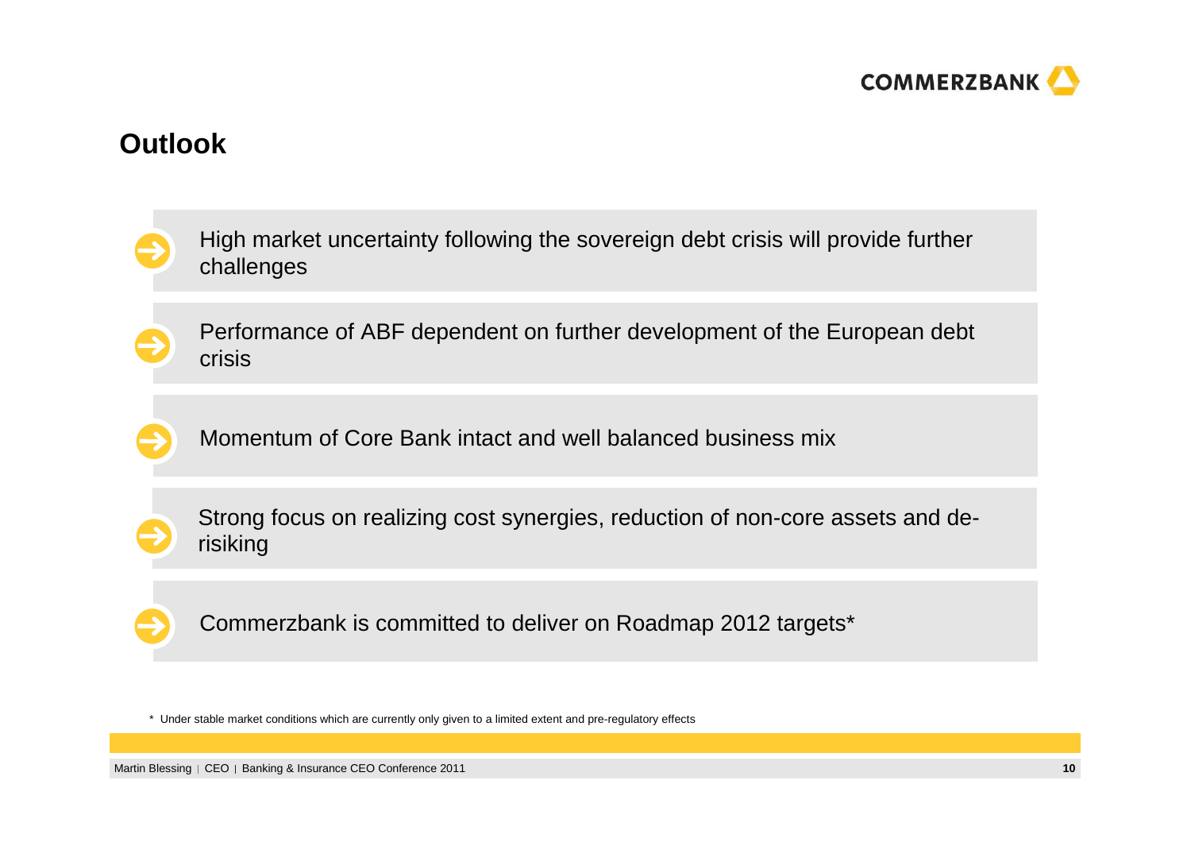## Outlook

- High market uncertainty following the sovereign debt crisis will provide further challenges
- Performance of ABF dependent on further development of the European debt crisis
- Momentum of Core Bank intact and well balanced business mix
- Strong focus on realizing cost synergies, reduction of non-core assets and de-risiking
- Commerzbank is committed to deliver on Roadmap 2012 targets*

\* Under stable market conditions which are currently only given to a limited extent and pre-regulatory effects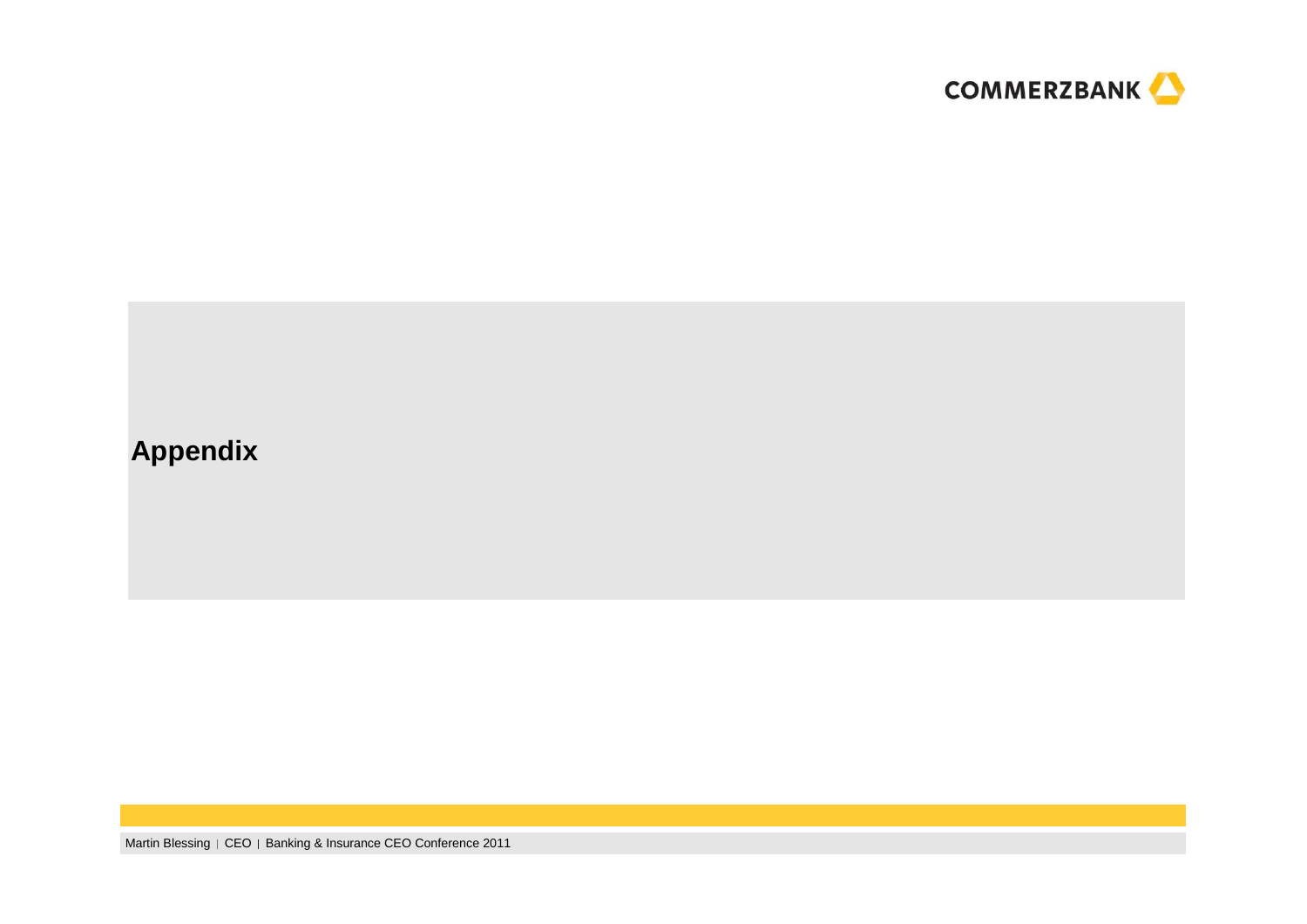# Appendix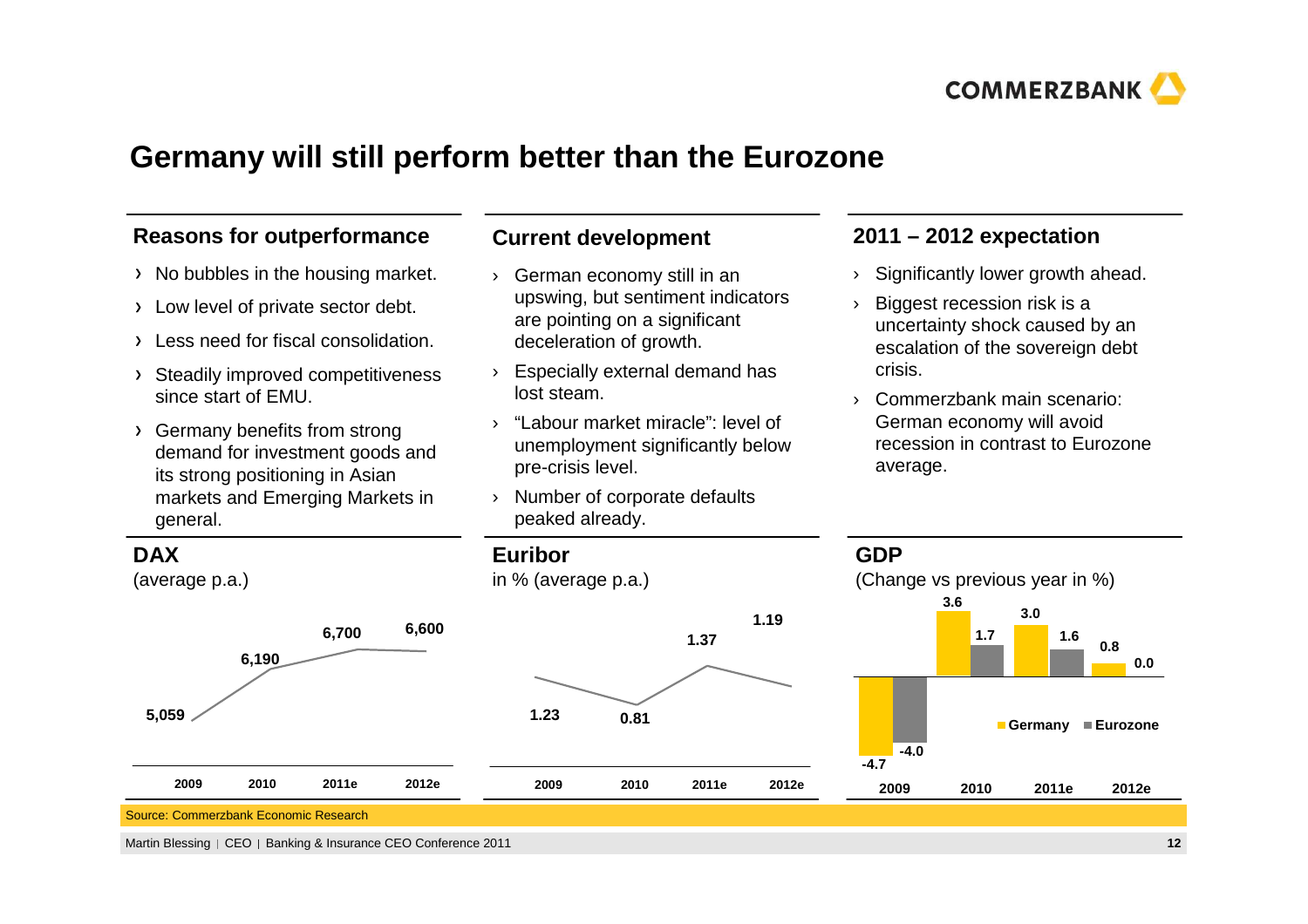# Germany will still perform better than the Eurozone

## Reasons for outperformance

- No bubbles in the housing market.
- Low level of private sector debt.
- Less need for fiscal consolidation.
- Steadily improved competitiveness since start of EMU.
- Germany benefits from strong demand for investment goods and its strong positioning in Asian markets and Emerging Markets in general.

## Current development

- German economy still in an upswing, but sentiment indicators are pointing on a significant deceleration of growth.
- Especially external demand has lost steam.
- "Labour market miracle": level of unemployment significantly below pre-crisis level.
- Number of corporate defaults peaked already.

## 2011 – 2012 expectation

- Significantly lower growth ahead.
- Biggest recession risk is a uncertainty shock caused by an escalation of the sovereign debt crisis.
- Commerzbank main scenario: German economy will avoid recession in contrast to Eurozone average.

## DAX

(average p.a.)

| 2009 | 2010 | 2011e | 2012e |
|---|---|---|---|
| 5,059 | 6,190 | 6,700 | 6,600 |

## Euribor

in % (average p.a.)

| 2009 | 2010 | 2011e | 2012e |
|---|---|---|---|
| 1.23 | 0.81 | 1.37 | 1.19 |

## GDP

(Change vs previous year in %)

| | 2009 | 2010 | 2011e | 2012e |
|---|---|---|---|---|
| Germany | -4.7 | 3.6 | 3.0 | 0.8 |
| Eurozone | -4.0 | 1.7 | 1.6 | 0.0 |

Source: Commerzbank Economic Research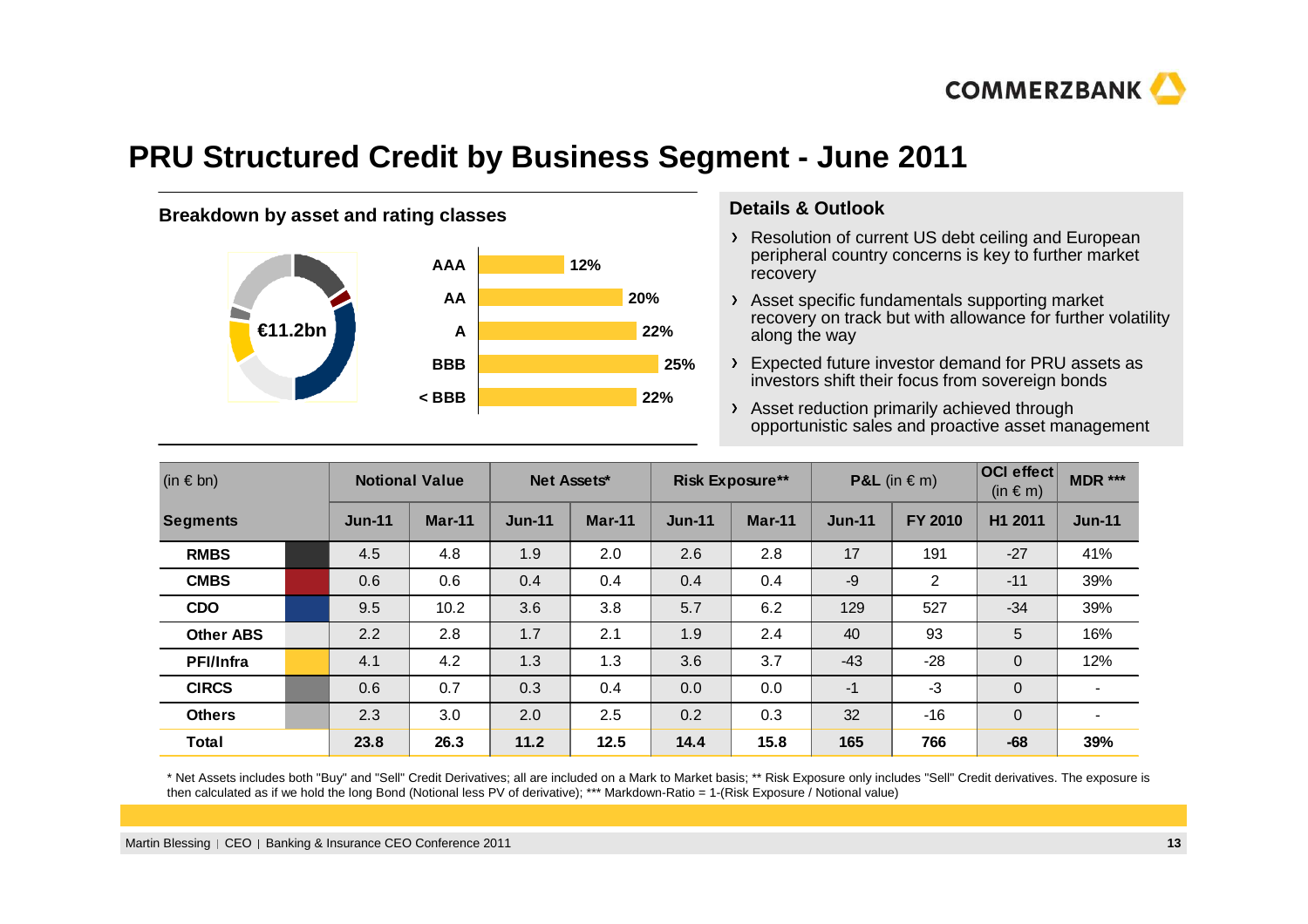# PRU Structured Credit by Business Segment - June 2011

**Breakdown by asset and rating classes**

€11.2bn

| Rating | Share |
|---|---|
| AAA | 12% |
| AA | 20% |
| A | 22% |
| BBB | 25% |
| < BBB | 22% |

**Details & Outlook**

- Resolution of current US debt ceiling and European peripheral country concerns is key to further market recovery
- Asset specific fundamentals supporting market recovery on track but with allowance for further volatility along the way
- Expected future investor demand for PRU assets as investors shift their focus from sovereign bonds
- Asset reduction primarily achieved through opportunistic sales and proactive asset management

| (in € bn) | Notional Value | | Net Assets* | | Risk Exposure** | | P&L (in € m) | | OCI effect (in € m) | MDR *** |
|---|---|---|---|---|---|---|---|---|---|---|
| **Segments** | **Jun-11** | **Mar-11** | **Jun-11** | **Mar-11** | **Jun-11** | **Mar-11** | **Jun-11** | **FY 2010** | **H1 2011** | **Jun-11** |
| **RMBS** | 4.5 | 4.8 | 1.9 | 2.0 | 2.6 | 2.8 | 17 | 191 | -27 | 41% |
| **CMBS** | 0.6 | 0.6 | 0.4 | 0.4 | 0.4 | 0.4 | -9 | 2 | -11 | 39% |
| **CDO** | 9.5 | 10.2 | 3.6 | 3.8 | 5.7 | 6.2 | 129 | 527 | -34 | 39% |
| **Other ABS** | 2.2 | 2.8 | 1.7 | 2.1 | 1.9 | 2.4 | 40 | 93 | 5 | 16% |
| **PFI/Infra** | 4.1 | 4.2 | 1.3 | 1.3 | 3.6 | 3.7 | -43 | -28 | 0 | 12% |
| **CIRCS** | 0.6 | 0.7 | 0.3 | 0.4 | 0.0 | 0.0 | -1 | -3 | 0 | - |
| **Others** | 2.3 | 3.0 | 2.0 | 2.5 | 0.2 | 0.3 | 32 | -16 | 0 | - |
| **Total** | **23.8** | **26.3** | **11.2** | **12.5** | **14.4** | **15.8** | **165** | **766** | **-68** | **39%** |

* Net Assets includes both "Buy" and "Sell" Credit Derivatives; all are included on a Mark to Market basis; ** Risk Exposure only includes "Sell" Credit derivatives. The exposure is then calculated as if we hold the long Bond (Notional less PV of derivative); *** Markdown-Ratio = 1-(Risk Exposure / Notional value)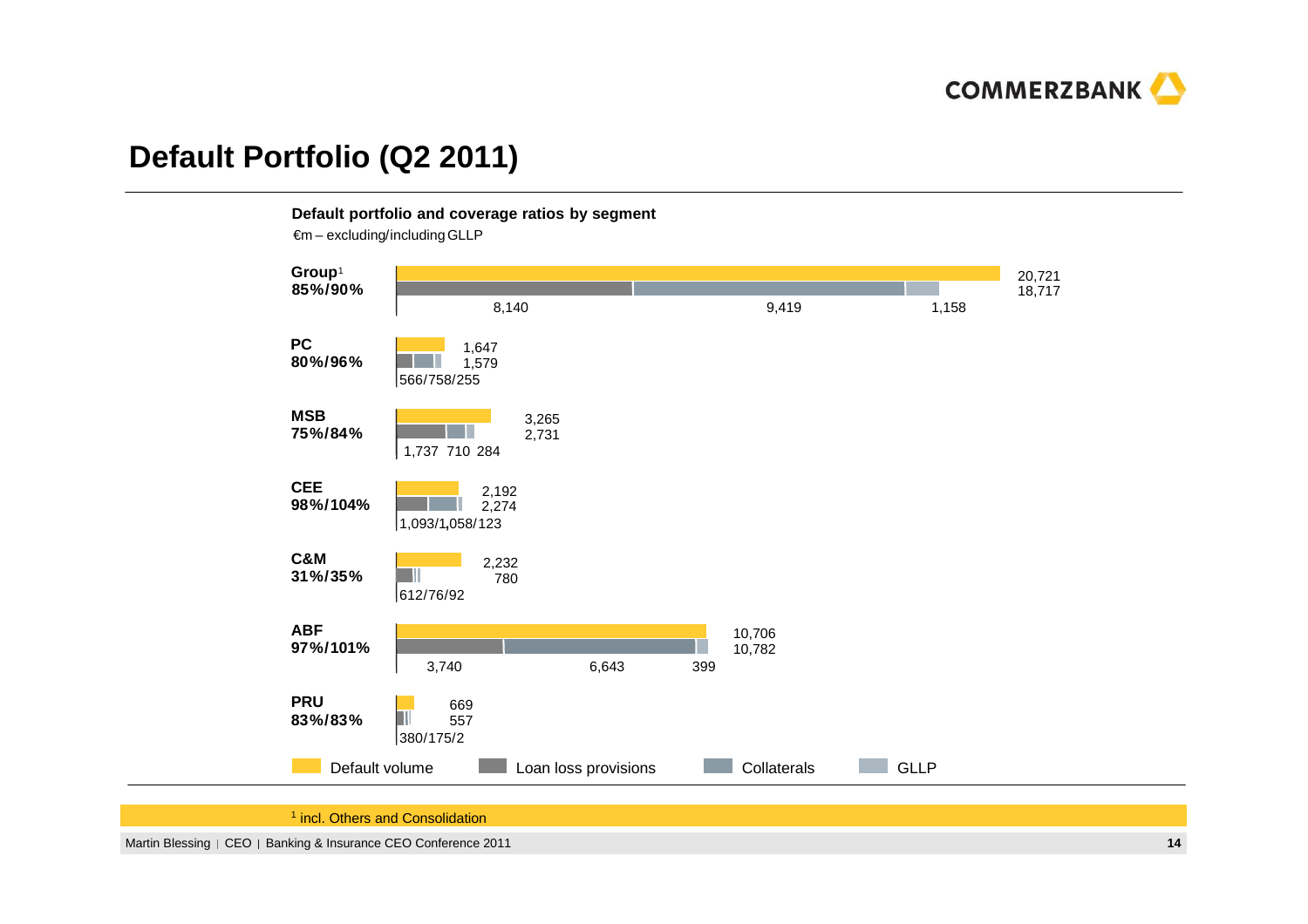# Default Portfolio (Q2 2011)

**Default portfolio and coverage ratios by segment**

€m – excluding/including GLLP

| Segment | Coverage ratio (excl./incl. GLLP) | Default volume | Loan loss provisions + Collaterals + GLLP | Loan loss provisions | Collaterals | GLLP |
|---|---|---|---|---|---|---|
| Group[1] | 85%/90% | 20,721 | 18,717 | 8,140 | 9,419 | 1,158 |
| PC | 80%/96% | 1,647 | 1,579 | 566 | 758 | 255 |
| MSB | 75%/84% | 3,265 | 2,731 | 1,737 | 710 | 284 |
| CEE | 98%/104% | 2,192 | 2,274 | 1,093 | 1,058 | 123 |
| C&M | 31%/35% | 2,232 | 780 | 612 | 76 | 92 |
| ABF | 97%/101% | 10,706 | 10,782 | 3,740 | 6,643 | 399 |
| PRU | 83%/83% | 669 | 557 | 380 | 175 | 2 |

Legend: Default volume, Loan loss provisions, Collaterals, GLLP

[1] incl. Others and Consolidation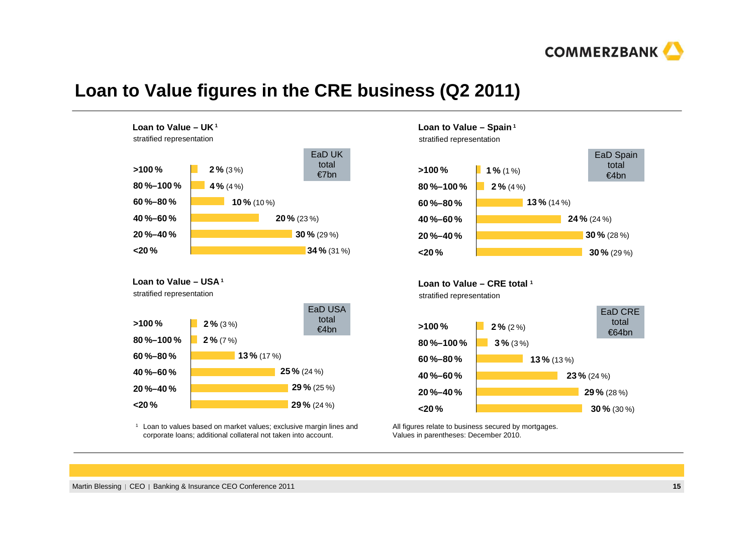# Loan to Value figures in the CRE business (Q2 2011)

### Loan to Value – UK[1]

stratified representation

EaD UK total €7bn

| LtV | Share |
|---|---|
| >100 % | **2 %** (3 %) |
| 80 %–100 % | **4 %** (4 %) |
| 60 %–80 % | **10 %** (10 %) |
| 40 %–60 % | **20 %** (23 %) |
| 20 %–40 % | **30 %** (29 %) |
| <20 % | **34 %** (31 %) |

### Loan to Value – Spain[1]

stratified representation

EaD Spain total €4bn

| LtV | Share |
|---|---|
| >100 % | **1 %** (1 %) |
| 80 %–100 % | **2 %** (4 %) |
| 60 %–80 % | **13 %** (14 %) |
| 40 %–60 % | **24 %** (24 %) |
| 20 %–40 % | **30 %** (28 %) |
| <20 % | **30 %** (29 %) |

### Loan to Value – USA[1]

stratified representation

EaD USA total €4bn

| LtV | Share |
|---|---|
| >100 % | **2 %** (3 %) |
| 80 %–100 % | **2 %** (7 %) |
| 60 %–80 % | **13 %** (17 %) |
| 40 %–60 % | **25 %** (24 %) |
| 20 %–40 % | **29 %** (25 %) |
| <20 % | **29 %** (24 %) |

### Loan to Value – CRE total[1]

stratified representation

EaD CRE total €64bn

| LtV | Share |
|---|---|
| >100 % | **2 %** (2 %) |
| 80 %–100 % | **3 %** (3 %) |
| 60 %–80 % | **13 %** (13 %) |
| 40 %–60 % | **23 %** (24 %) |
| 20 %–40 % | **29 %** (28 %) |
| <20 % | **30 %** (30 %) |

[1] Loan to values based on market values; exclusive margin lines and corporate loans; additional collateral not taken into account.

All figures relate to business secured by mortgages.
Values in parentheses: December 2010.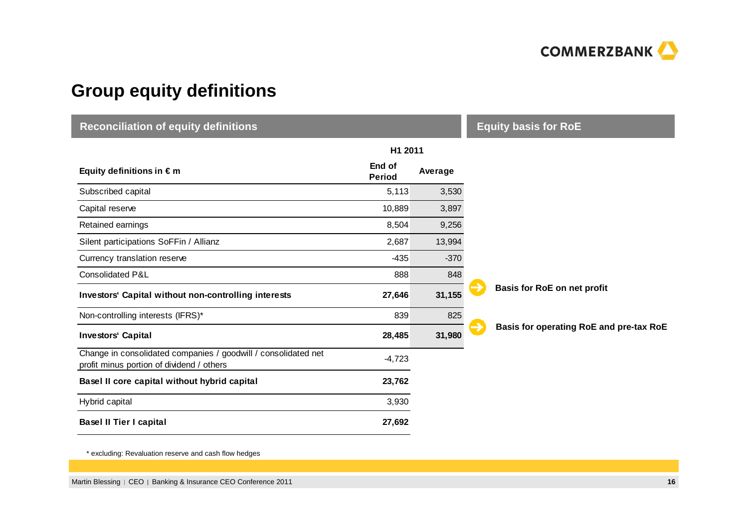# Group equity definitions

## Reconciliation of equity definitions

| Equity definitions in € m | H1 2011 End of Period | H1 2011 Average |
|---|---|---|
| Subscribed capital | 5,113 | 3,530 |
| Capital reserve | 10,889 | 3,897 |
| Retained earnings | 8,504 | 9,256 |
| Silent participations SoFFin / Allianz | 2,687 | 13,994 |
| Currency translation reserve | -435 | -370 |
| Consolidated P&L | 888 | 848 |
| **Investors' Capital without non-controlling interests** | **27,646** | **31,155** |
| Non-controlling interests (IFRS)* | 839 | 825 |
| **Investors' Capital** | **28,485** | **31,980** |
| Change in consolidated companies / goodwill / consolidated net profit minus portion of dividend / others | -4,723 | |
| **Basel II core capital without hybrid capital** | **23,762** | |
| Hybrid capital | 3,930 | |
| **Basel II Tier I capital** | **27,692** | |

## Equity basis for RoE

- **Basis for RoE on net profit** (Investors' Capital without non-controlling interests)
- **Basis for operating RoE and pre-tax RoE** (Investors' Capital)

\* excluding: Revaluation reserve and cash flow hedges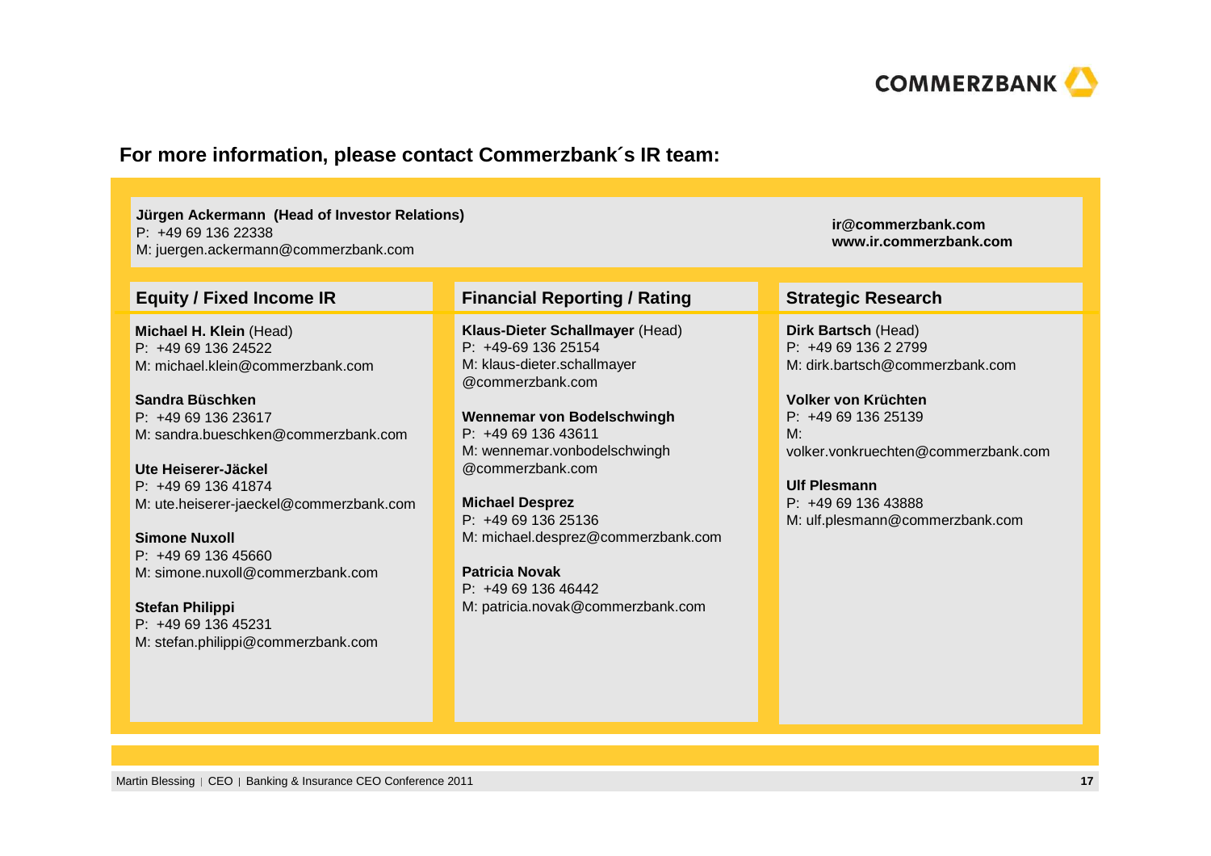## For more information, please contact Commerzbank´s IR team:

**Jürgen Ackermann (Head of Investor Relations)**
P: +49 69 136 22338
M: juergen.ackermann@commerzbank.com

**ir@commerzbank.com**
**www.ir.commerzbank.com**

### Equity / Fixed Income IR

**Michael H. Klein** (Head)
P: +49 69 136 24522
M: michael.klein@commerzbank.com

**Sandra Büschken**
P: +49 69 136 23617
M: sandra.bueschken@commerzbank.com

**Ute Heiserer-Jäckel**
P: +49 69 136 41874
M: ute.heiserer-jaeckel@commerzbank.com

**Simone Nuxoll**
P: +49 69 136 45660
M: simone.nuxoll@commerzbank.com

**Stefan Philippi**
P: +49 69 136 45231
M: stefan.philippi@commerzbank.com

### Financial Reporting / Rating

**Klaus-Dieter Schallmayer** (Head)
P: +49-69 136 25154
M: klaus-dieter.schallmayer@commerzbank.com

**Wennemar von Bodelschwingh**
P: +49 69 136 43611
M: wennemar.vonbodelschwingh@commerzbank.com

**Michael Desprez**
P: +49 69 136 25136
M: michael.desprez@commerzbank.com

**Patricia Novak**
P: +49 69 136 46442
M: patricia.novak@commerzbank.com

### Strategic Research

**Dirk Bartsch** (Head)
P: +49 69 136 2 2799
M: dirk.bartsch@commerzbank.com

**Volker von Krüchten**
P: +49 69 136 25139
M: volker.vonkruechten@commerzbank.com

**Ulf Plesmann**
P: +49 69 136 43888
M: ulf.plesmann@commerzbank.com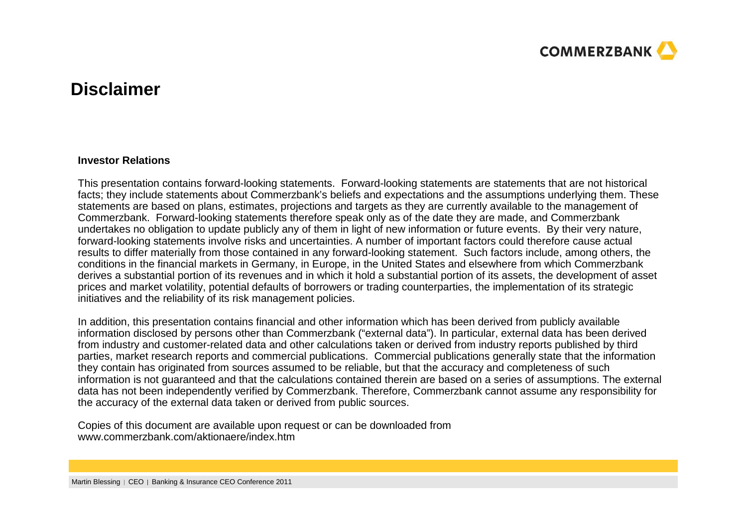# Disclaimer

**Investor Relations**

This presentation contains forward-looking statements. Forward-looking statements are statements that are not historical facts; they include statements about Commerzbank's beliefs and expectations and the assumptions underlying them. These statements are based on plans, estimates, projections and targets as they are currently available to the management of Commerzbank. Forward-looking statements therefore speak only as of the date they are made, and Commerzbank undertakes no obligation to update publicly any of them in light of new information or future events. By their very nature, forward-looking statements involve risks and uncertainties. A number of important factors could therefore cause actual results to differ materially from those contained in any forward-looking statement. Such factors include, among others, the conditions in the financial markets in Germany, in Europe, in the United States and elsewhere from which Commerzbank derives a substantial portion of its revenues and in which it hold a substantial portion of its assets, the development of asset prices and market volatility, potential defaults of borrowers or trading counterparties, the implementation of its strategic initiatives and the reliability of its risk management policies.

In addition, this presentation contains financial and other information which has been derived from publicly available information disclosed by persons other than Commerzbank ("external data"). In particular, external data has been derived from industry and customer-related data and other calculations taken or derived from industry reports published by third parties, market research reports and commercial publications. Commercial publications generally state that the information they contain has originated from sources assumed to be reliable, but that the accuracy and completeness of such information is not guaranteed and that the calculations contained therein are based on a series of assumptions. The external data has not been independently verified by Commerzbank. Therefore, Commerzbank cannot assume any responsibility for the accuracy of the external data taken or derived from public sources.

Copies of this document are available upon request or can be downloaded from www.commerzbank.com/aktionaere/index.htm